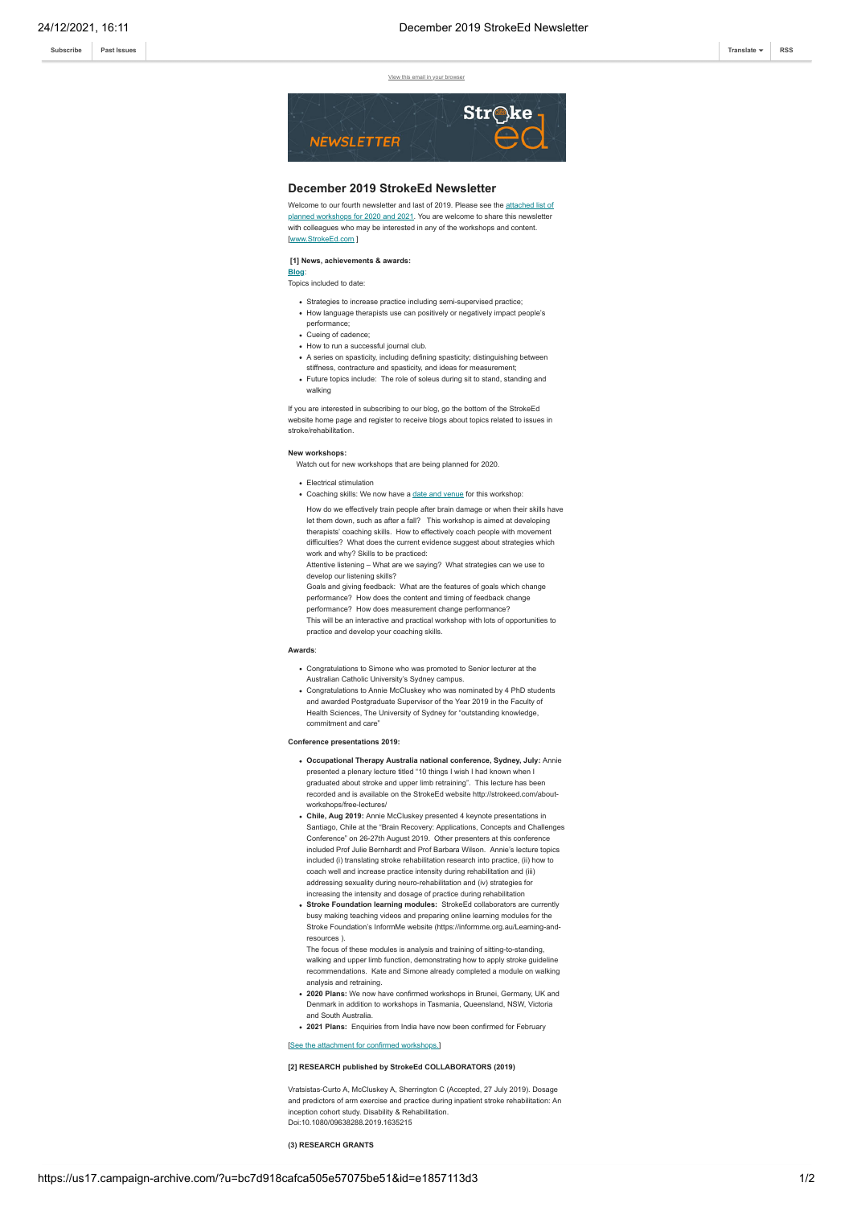View this email in your browser

# December 2019 StrokeEd Newsletter

Welcome to our fourth newsletter and last of 2019. Please see the attached list of planned workshops for 2020 and 2021. You are welcome to share this newsletter with colleagues who may be interested in any of the workshops and content. [www.StrokeEd.com ]

**[1] News, achievements & awards:**

**Blog**:
Topics included to date:

- Strategies to increase practice including semi-supervised practice;
- How language therapists use can positively or negatively impact people's performance;
- Cueing of cadence;
- How to run a successful journal club.
- A series on spasticity, including defining spasticity; distinguishing between stiffness, contracture and spasticity, and ideas for measurement;
- Future topics include: The role of soleus during sit to stand, standing and walking

If you are interested in subscribing to our blog, go the bottom of the StrokeEd website home page and register to receive blogs about topics related to issues in stroke/rehabilitation.

**New workshops:**

Watch out for new workshops that are being planned for 2020.

- Electrical stimulation
- Coaching skills: We now have a date and venue for this workshop:

  How do we effectively train people after brain damage or when their skills have let them down, such as after a fall? This workshop is aimed at developing therapists' coaching skills. How to effectively coach people with movement difficulties? What does the current evidence suggest about strategies which work and why? Skills to be practiced:
  Attentive listening – What are we saying? What strategies can we use to develop our listening skills?
  Goals and giving feedback: What are the features of goals which change performance? How does the content and timing of feedback change performance? How does measurement change performance?
  This will be an interactive and practical workshop with lots of opportunities to practice and develop your coaching skills.

**Awards**:

- Congratulations to Simone who was promoted to Senior lecturer at the Australian Catholic University's Sydney campus.
- Congratulations to Annie McCluskey who was nominated by 4 PhD students and awarded Postgraduate Supervisor of the Year 2019 in the Faculty of Health Sciences, The University of Sydney for "outstanding knowledge, commitment and care"

**Conference presentations 2019:**

- **Occupational Therapy Australia national conference, Sydney, July:** Annie presented a plenary lecture titled "10 things I wish I had known when I graduated about stroke and upper limb retraining". This lecture has been recorded and is available on the StrokeEd website http://strokeed.com/about-workshops/free-lectures/
- **Chile, Aug 2019:** Annie McCluskey presented 4 keynote presentations in Santiago, Chile at the "Brain Recovery: Applications, Concepts and Challenges Conference" on 26-27th August 2019. Other presenters at this conference included Prof Julie Bernhardt and Prof Barbara Wilson. Annie's lecture topics included (i) translating stroke rehabilitation research into practice, (ii) how to coach well and increase practice intensity during rehabilitation and (iii) addressing sexuality during neuro-rehabilitation and (iv) strategies for increasing the intensity and dosage of practice during rehabilitation
- **Stroke Foundation learning modules:** StrokeEd collaborators are currently busy making teaching videos and preparing online learning modules for the Stroke Foundation's InformMe website (https://informme.org.au/Learning-and-resources ).
  The focus of these modules is analysis and training of sitting-to-standing, walking and upper limb function, demonstrating how to apply stroke guideline recommendations. Kate and Simone already completed a module on walking analysis and retraining.
- **2020 Plans:** We now have confirmed workshops in Brunei, Germany, UK and Denmark in addition to workshops in Tasmania, Queensland, NSW, Victoria and South Australia.
- **2021 Plans:** Enquiries from India have now been confirmed for February

[See the attachment for confirmed workshops.]

**[2] RESEARCH published by StrokeEd COLLABORATORS (2019)**

Vratsistas-Curto A, McCluskey A, Sherrington C (Accepted, 27 July 2019). Dosage and predictors of arm exercise and practice during inpatient stroke rehabilitation: An inception cohort study. Disability & Rehabilitation. Doi:10.1080/09638288.2019.1635215

**(3) RESEARCH GRANTS**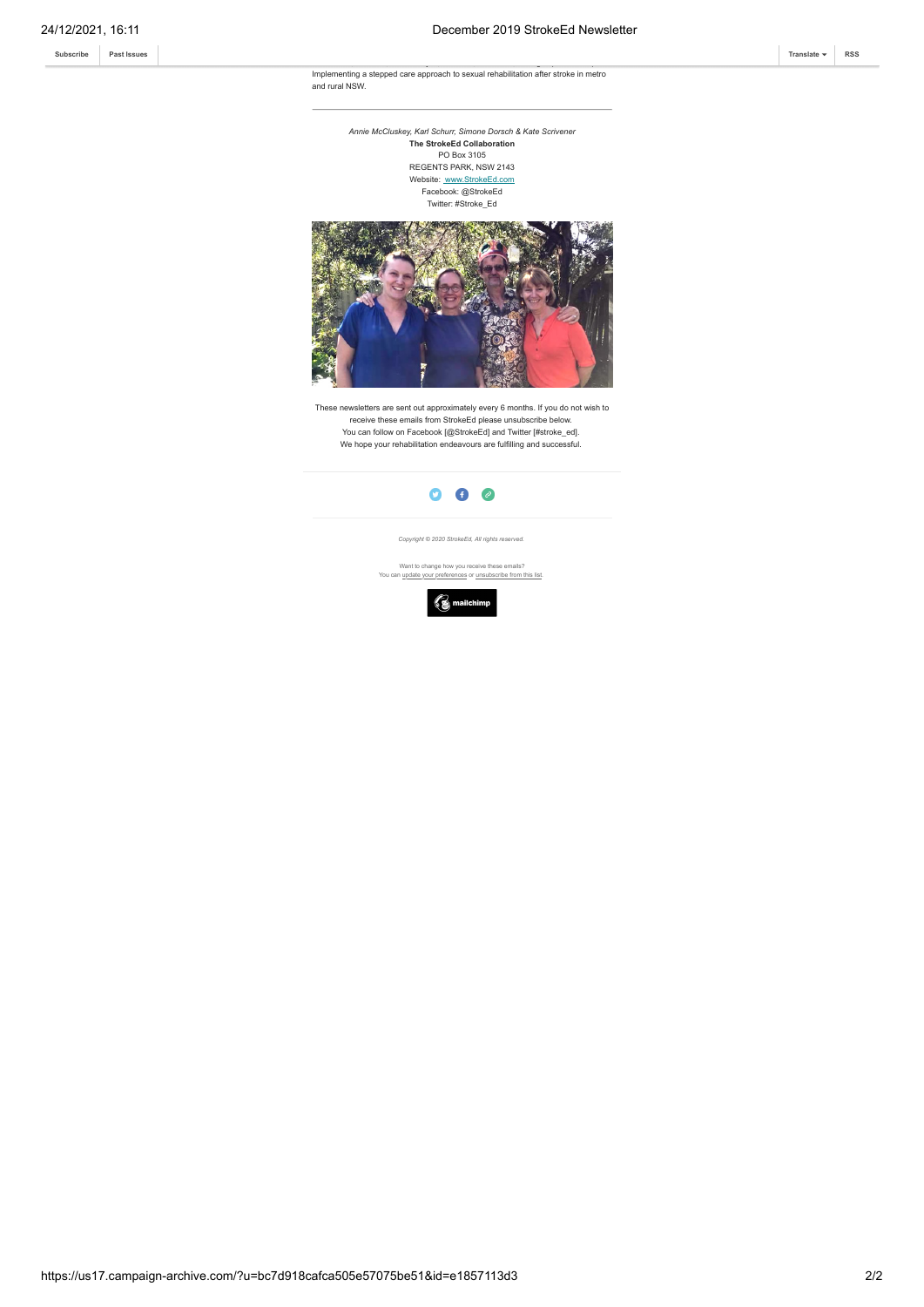Implementing a stepped care approach to sexual rehabilitation after stroke in metro and rural NSW.

---

*Annie McCluskey, Karl Schurr, Simone Dorsch & Kate Scrivener*
**The StrokeEd Collaboration**
PO Box 3105
REGENTS PARK, NSW 2143
Website: www.StrokeEd.com
Facebook: @StrokeEd
Twitter: #Stroke_Ed

These newsletters are sent out approximately every 6 months. If you do not wish to receive these emails from StrokeEd please unsubscribe below.
You can follow on Facebook [@StrokeEd] and Twitter [#stroke_ed].
We hope your rehabilitation endeavours are fulfilling and successful.

*Copyright © 2020 StrokeEd, All rights reserved.*

Want to change how you receive these emails?
You can update your preferences or unsubscribe from this list.